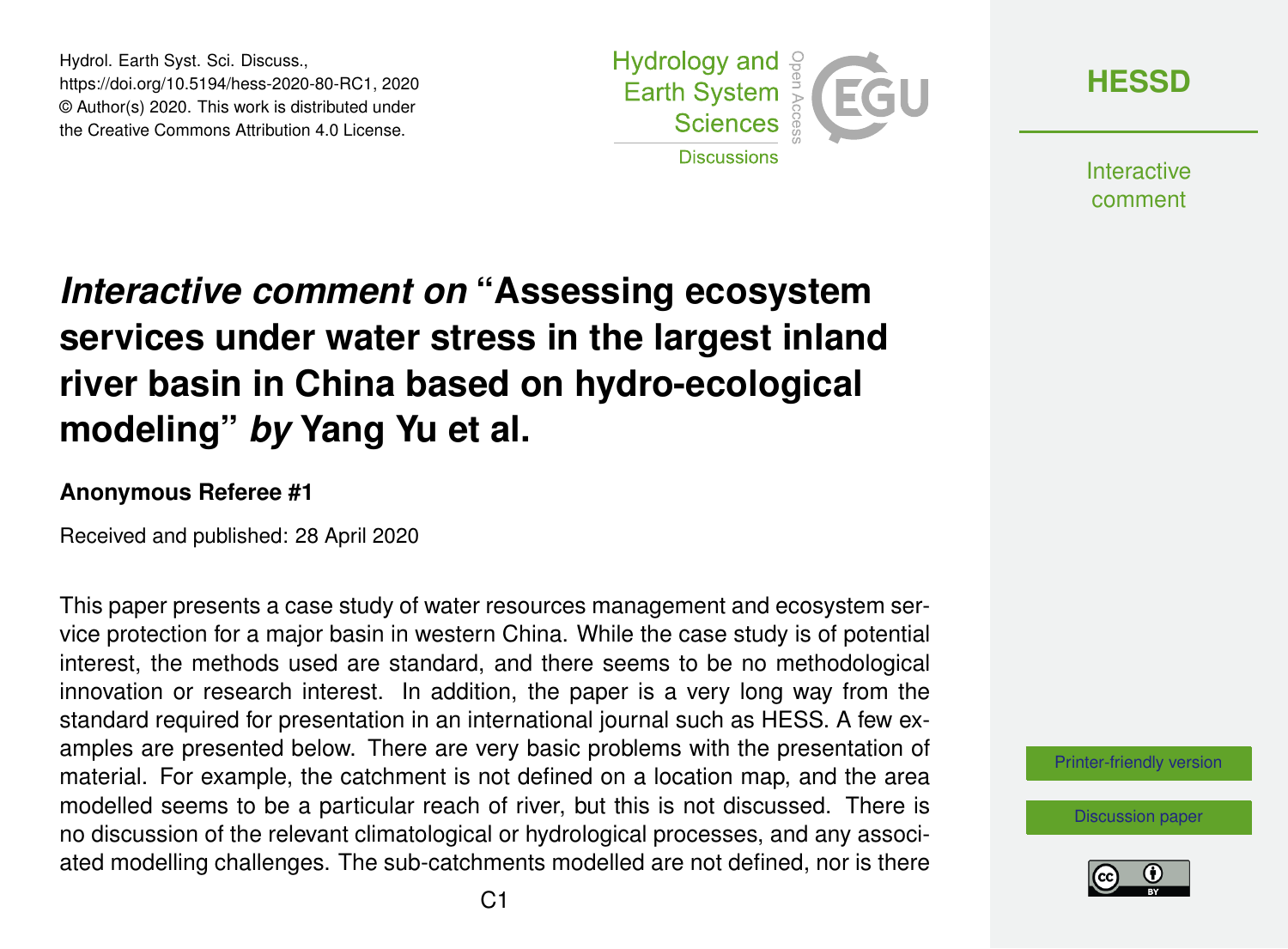Hydrol. Earth Syst. Sci. Discuss.,
https://doi.org/10.5194/hess-2020-80-RC1, 2020
© Author(s) 2020. This work is distributed under
the Creative Commons Attribution 4.0 License.

# *Interactive comment on* "Assessing ecosystem services under water stress in the largest inland river basin in China based on hydro-ecological modeling" *by* Yang Yu et al.

### Anonymous Referee #1

Received and published: 28 April 2020

This paper presents a case study of water resources management and ecosystem service protection for a major basin in western China. While the case study is of potential interest, the methods used are standard, and there seems to be no methodological innovation or research interest. In addition, the paper is a very long way from the standard required for presentation in an international journal such as HESS. A few examples are presented below. There are very basic problems with the presentation of material. For example, the catchment is not defined on a location map, and the area modelled seems to be a particular reach of river, but this is not discussed. There is no discussion of the relevant climatological or hydrological processes, and any associated modelling challenges. The sub-catchments modelled are not defined, nor is there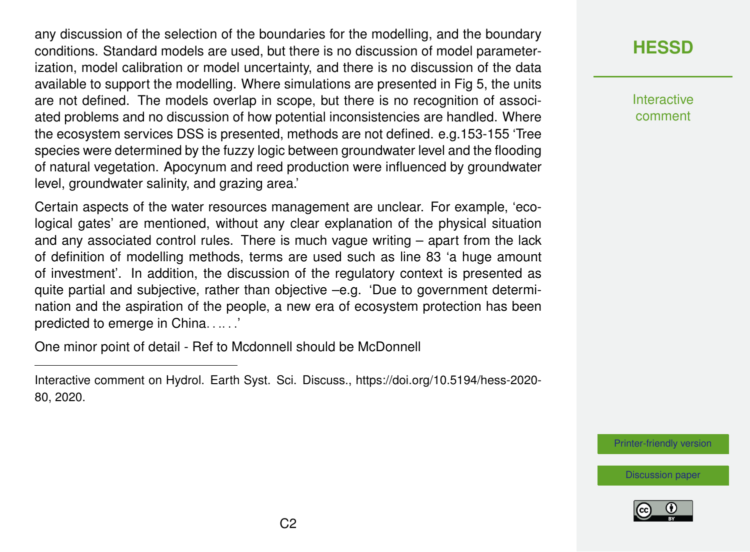any discussion of the selection of the boundaries for the modelling, and the boundary conditions. Standard models are used, but there is no discussion of model parameterization, model calibration or model uncertainty, and there is no discussion of the data available to support the modelling. Where simulations are presented in Fig 5, the units are not defined. The models overlap in scope, but there is no recognition of associated problems and no discussion of how potential inconsistencies are handled. Where the ecosystem services DSS is presented, methods are not defined. e.g.153-155 'Tree species were determined by the fuzzy logic between groundwater level and the flooding of natural vegetation. Apocynum and reed production were influenced by groundwater level, groundwater salinity, and grazing area.'

Certain aspects of the water resources management are unclear. For example, 'ecological gates' are mentioned, without any clear explanation of the physical situation and any associated control rules. There is much vague writing – apart from the lack of definition of modelling methods, terms are used such as line 83 'a huge amount of investment'. In addition, the discussion of the regulatory context is presented as quite partial and subjective, rather than objective –e.g. 'Due to government determination and the aspiration of the people, a new era of ecosystem protection has been predicted to emerge in China. . .. . .'

One minor point of detail - Ref to Mcdonnell should be McDonnell

---

Interactive comment on Hydrol. Earth Syst. Sci. Discuss., https://doi.org/10.5194/hess-2020-80, 2020.